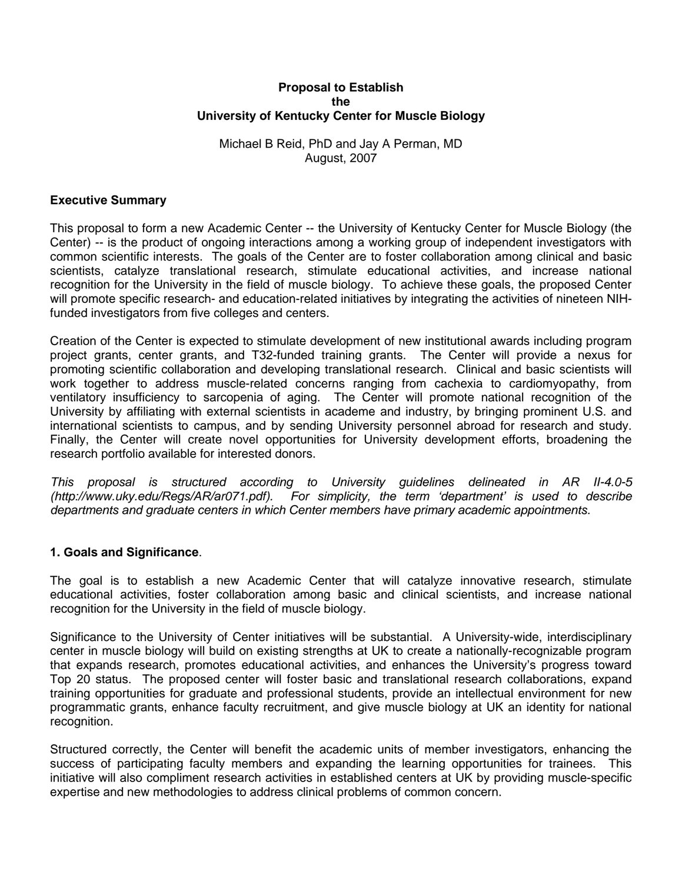# Proposal to Establish the University of Kentucky Center for Muscle Biology

Michael B Reid, PhD and Jay A Perman, MD
August, 2007

## Executive Summary

This proposal to form a new Academic Center -- the University of Kentucky Center for Muscle Biology (the Center) -- is the product of ongoing interactions among a working group of independent investigators with common scientific interests. The goals of the Center are to foster collaboration among clinical and basic scientists, catalyze translational research, stimulate educational activities, and increase national recognition for the University in the field of muscle biology. To achieve these goals, the proposed Center will promote specific research- and education-related initiatives by integrating the activities of nineteen NIH-funded investigators from five colleges and centers.

Creation of the Center is expected to stimulate development of new institutional awards including program project grants, center grants, and T32-funded training grants. The Center will provide a nexus for promoting scientific collaboration and developing translational research. Clinical and basic scientists will work together to address muscle-related concerns ranging from cachexia to cardiomyopathy, from ventilatory insufficiency to sarcopenia of aging. The Center will promote national recognition of the University by affiliating with external scientists in academe and industry, by bringing prominent U.S. and international scientists to campus, and by sending University personnel abroad for research and study. Finally, the Center will create novel opportunities for University development efforts, broadening the research portfolio available for interested donors.

*This proposal is structured according to University guidelines delineated in AR II-4.0-5 (http://www.uky.edu/Regs/AR/ar071.pdf). For simplicity, the term 'department' is used to describe departments and graduate centers in which Center members have primary academic appointments.*

## 1. Goals and Significance.

The goal is to establish a new Academic Center that will catalyze innovative research, stimulate educational activities, foster collaboration among basic and clinical scientists, and increase national recognition for the University in the field of muscle biology.

Significance to the University of Center initiatives will be substantial. A University-wide, interdisciplinary center in muscle biology will build on existing strengths at UK to create a nationally-recognizable program that expands research, promotes educational activities, and enhances the University's progress toward Top 20 status. The proposed center will foster basic and translational research collaborations, expand training opportunities for graduate and professional students, provide an intellectual environment for new programmatic grants, enhance faculty recruitment, and give muscle biology at UK an identity for national recognition.

Structured correctly, the Center will benefit the academic units of member investigators, enhancing the success of participating faculty members and expanding the learning opportunities for trainees. This initiative will also compliment research activities in established centers at UK by providing muscle-specific expertise and new methodologies to address clinical problems of common concern.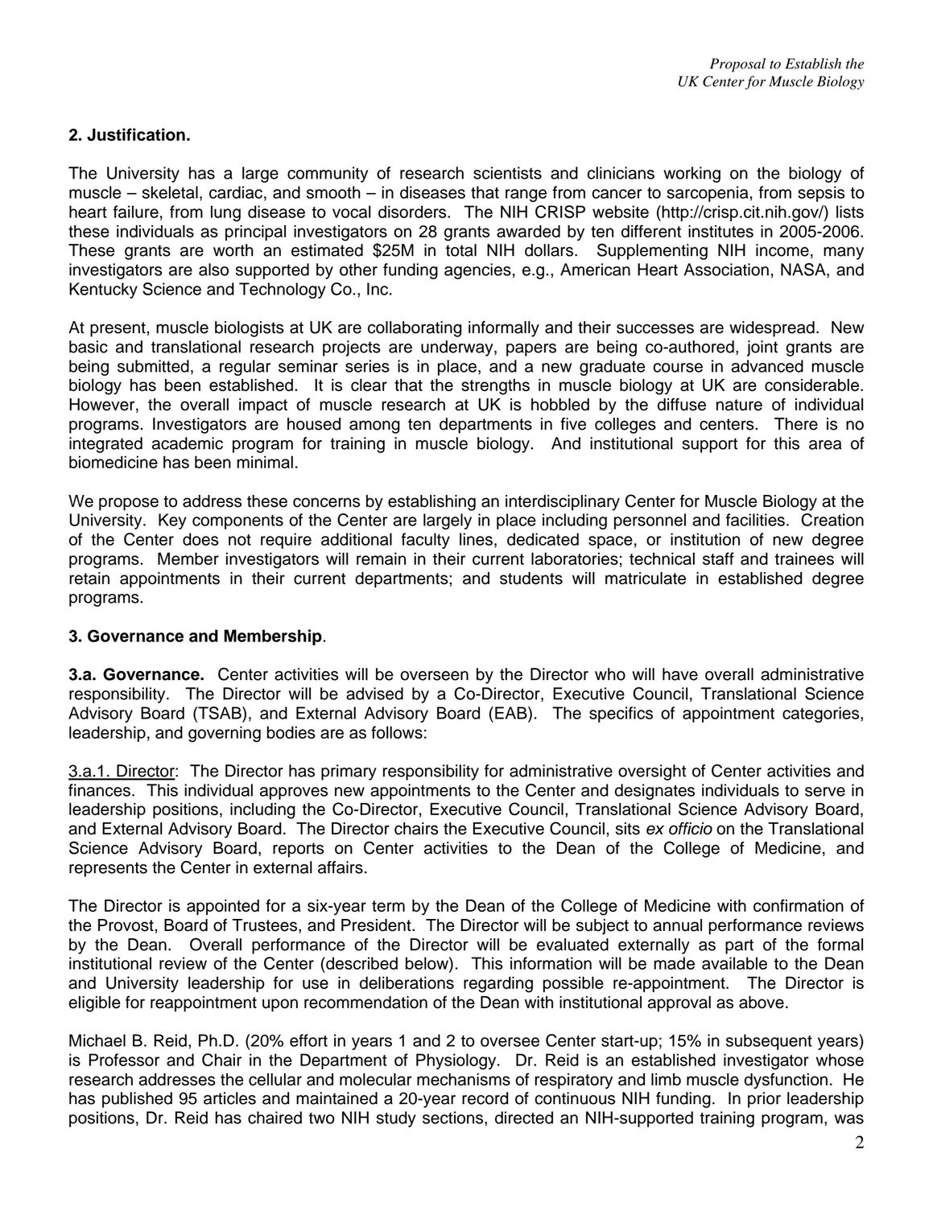## 2. Justification.

The University has a large community of research scientists and clinicians working on the biology of muscle – skeletal, cardiac, and smooth – in diseases that range from cancer to sarcopenia, from sepsis to heart failure, from lung disease to vocal disorders. The NIH CRISP website (http://crisp.cit.nih.gov/) lists these individuals as principal investigators on 28 grants awarded by ten different institutes in 2005-2006. These grants are worth an estimated $25M in total NIH dollars. Supplementing NIH income, many investigators are also supported by other funding agencies, e.g., American Heart Association, NASA, and Kentucky Science and Technology Co., Inc.

At present, muscle biologists at UK are collaborating informally and their successes are widespread. New basic and translational research projects are underway, papers are being co-authored, joint grants are being submitted, a regular seminar series is in place, and a new graduate course in advanced muscle biology has been established. It is clear that the strengths in muscle biology at UK are considerable. However, the overall impact of muscle research at UK is hobbled by the diffuse nature of individual programs. Investigators are housed among ten departments in five colleges and centers. There is no integrated academic program for training in muscle biology. And institutional support for this area of biomedicine has been minimal.

We propose to address these concerns by establishing an interdisciplinary Center for Muscle Biology at the University. Key components of the Center are largely in place including personnel and facilities. Creation of the Center does not require additional faculty lines, dedicated space, or institution of new degree programs. Member investigators will remain in their current laboratories; technical staff and trainees will retain appointments in their current departments; and students will matriculate in established degree programs.

## 3. Governance and Membership.

**3.a. Governance.** Center activities will be overseen by the Director who will have overall administrative responsibility. The Director will be advised by a Co-Director, Executive Council, Translational Science Advisory Board (TSAB), and External Advisory Board (EAB). The specifics of appointment categories, leadership, and governing bodies are as follows:

<u>3.a.1. Director</u>: The Director has primary responsibility for administrative oversight of Center activities and finances. This individual approves new appointments to the Center and designates individuals to serve in leadership positions, including the Co-Director, Executive Council, Translational Science Advisory Board, and External Advisory Board. The Director chairs the Executive Council, sits *ex officio* on the Translational Science Advisory Board, reports on Center activities to the Dean of the College of Medicine, and represents the Center in external affairs.

The Director is appointed for a six-year term by the Dean of the College of Medicine with confirmation of the Provost, Board of Trustees, and President. The Director will be subject to annual performance reviews by the Dean. Overall performance of the Director will be evaluated externally as part of the formal institutional review of the Center (described below). This information will be made available to the Dean and University leadership for use in deliberations regarding possible re-appointment. The Director is eligible for reappointment upon recommendation of the Dean with institutional approval as above.

Michael B. Reid, Ph.D. (20% effort in years 1 and 2 to oversee Center start-up; 15% in subsequent years) is Professor and Chair in the Department of Physiology. Dr. Reid is an established investigator whose research addresses the cellular and molecular mechanisms of respiratory and limb muscle dysfunction. He has published 95 articles and maintained a 20-year record of continuous NIH funding. In prior leadership positions, Dr. Reid has chaired two NIH study sections, directed an NIH-supported training program, was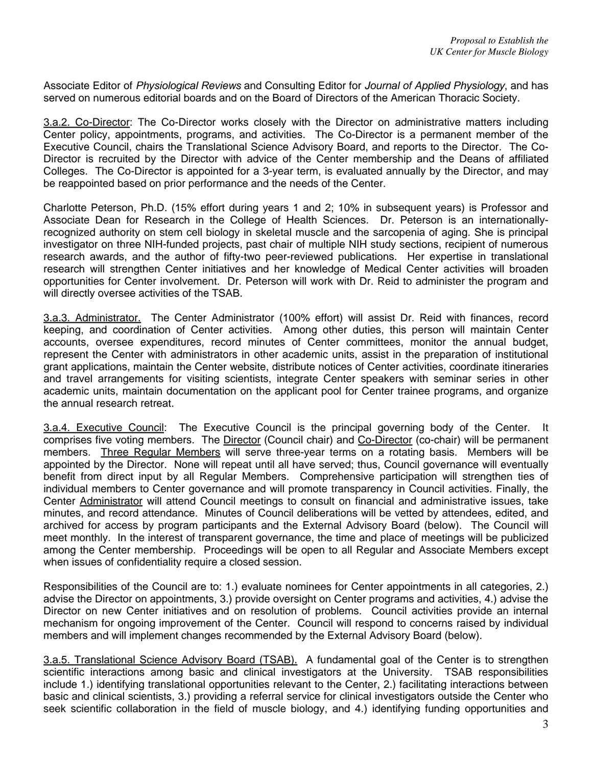Associate Editor of *Physiological Reviews* and Consulting Editor for *Journal of Applied Physiology*, and has served on numerous editorial boards and on the Board of Directors of the American Thoracic Society.

3.a.2. Co-Director: The Co-Director works closely with the Director on administrative matters including Center policy, appointments, programs, and activities. The Co-Director is a permanent member of the Executive Council, chairs the Translational Science Advisory Board, and reports to the Director. The Co-Director is recruited by the Director with advice of the Center membership and the Deans of affiliated Colleges. The Co-Director is appointed for a 3-year term, is evaluated annually by the Director, and may be reappointed based on prior performance and the needs of the Center.

Charlotte Peterson, Ph.D. (15% effort during years 1 and 2; 10% in subsequent years) is Professor and Associate Dean for Research in the College of Health Sciences. Dr. Peterson is an internationally-recognized authority on stem cell biology in skeletal muscle and the sarcopenia of aging. She is principal investigator on three NIH-funded projects, past chair of multiple NIH study sections, recipient of numerous research awards, and the author of fifty-two peer-reviewed publications. Her expertise in translational research will strengthen Center initiatives and her knowledge of Medical Center activities will broaden opportunities for Center involvement. Dr. Peterson will work with Dr. Reid to administer the program and will directly oversee activities of the TSAB.

3.a.3. Administrator. The Center Administrator (100% effort) will assist Dr. Reid with finances, record keeping, and coordination of Center activities. Among other duties, this person will maintain Center accounts, oversee expenditures, record minutes of Center committees, monitor the annual budget, represent the Center with administrators in other academic units, assist in the preparation of institutional grant applications, maintain the Center website, distribute notices of Center activities, coordinate itineraries and travel arrangements for visiting scientists, integrate Center speakers with seminar series in other academic units, maintain documentation on the applicant pool for Center trainee programs, and organize the annual research retreat.

3.a.4. Executive Council: The Executive Council is the principal governing body of the Center. It comprises five voting members. The Director (Council chair) and Co-Director (co-chair) will be permanent members. Three Regular Members will serve three-year terms on a rotating basis. Members will be appointed by the Director. None will repeat until all have served; thus, Council governance will eventually benefit from direct input by all Regular Members. Comprehensive participation will strengthen ties of individual members to Center governance and will promote transparency in Council activities. Finally, the Center Administrator will attend Council meetings to consult on financial and administrative issues, take minutes, and record attendance. Minutes of Council deliberations will be vetted by attendees, edited, and archived for access by program participants and the External Advisory Board (below). The Council will meet monthly. In the interest of transparent governance, the time and place of meetings will be publicized among the Center membership. Proceedings will be open to all Regular and Associate Members except when issues of confidentiality require a closed session.

Responsibilities of the Council are to: 1.) evaluate nominees for Center appointments in all categories, 2.) advise the Director on appointments, 3.) provide oversight on Center programs and activities, 4.) advise the Director on new Center initiatives and on resolution of problems. Council activities provide an internal mechanism for ongoing improvement of the Center. Council will respond to concerns raised by individual members and will implement changes recommended by the External Advisory Board (below).

3.a.5. Translational Science Advisory Board (TSAB). A fundamental goal of the Center is to strengthen scientific interactions among basic and clinical investigators at the University. TSAB responsibilities include 1.) identifying translational opportunities relevant to the Center, 2.) facilitating interactions between basic and clinical scientists, 3.) providing a referral service for clinical investigators outside the Center who seek scientific collaboration in the field of muscle biology, and 4.) identifying funding opportunities and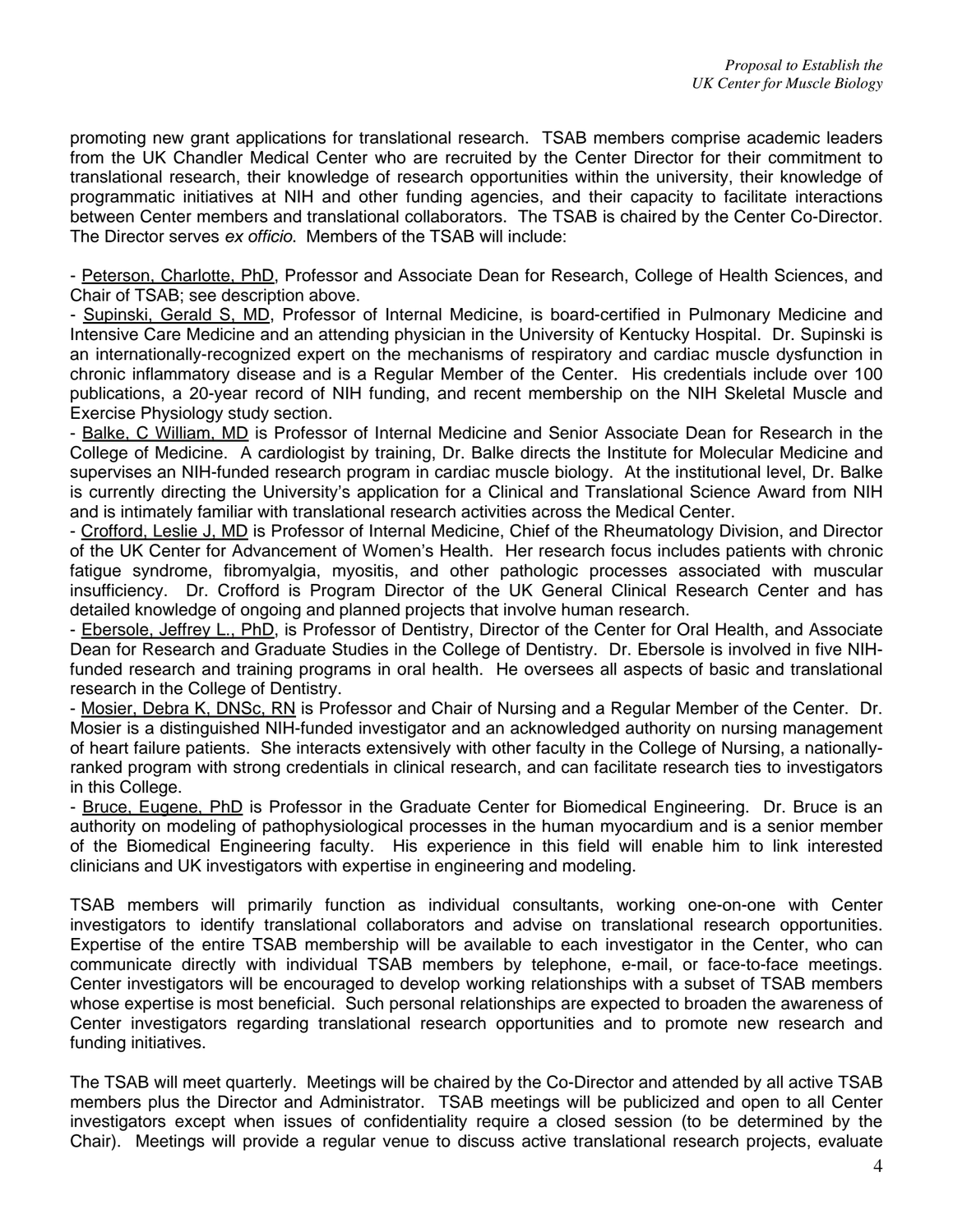promoting new grant applications for translational research. TSAB members comprise academic leaders from the UK Chandler Medical Center who are recruited by the Center Director for their commitment to translational research, their knowledge of research opportunities within the university, their knowledge of programmatic initiatives at NIH and other funding agencies, and their capacity to facilitate interactions between Center members and translational collaborators. The TSAB is chaired by the Center Co-Director. The Director serves *ex officio*. Members of the TSAB will include:

- Peterson, Charlotte, PhD, Professor and Associate Dean for Research, College of Health Sciences, and Chair of TSAB; see description above.
- Supinski, Gerald S, MD, Professor of Internal Medicine, is board-certified in Pulmonary Medicine and Intensive Care Medicine and an attending physician in the University of Kentucky Hospital. Dr. Supinski is an internationally-recognized expert on the mechanisms of respiratory and cardiac muscle dysfunction in chronic inflammatory disease and is a Regular Member of the Center. His credentials include over 100 publications, a 20-year record of NIH funding, and recent membership on the NIH Skeletal Muscle and Exercise Physiology study section.
- Balke, C William, MD is Professor of Internal Medicine and Senior Associate Dean for Research in the College of Medicine. A cardiologist by training, Dr. Balke directs the Institute for Molecular Medicine and supervises an NIH-funded research program in cardiac muscle biology. At the institutional level, Dr. Balke is currently directing the University's application for a Clinical and Translational Science Award from NIH and is intimately familiar with translational research activities across the Medical Center.
- Crofford, Leslie J, MD is Professor of Internal Medicine, Chief of the Rheumatology Division, and Director of the UK Center for Advancement of Women's Health. Her research focus includes patients with chronic fatigue syndrome, fibromyalgia, myositis, and other pathologic processes associated with muscular insufficiency. Dr. Crofford is Program Director of the UK General Clinical Research Center and has detailed knowledge of ongoing and planned projects that involve human research.
- Ebersole, Jeffrey L., PhD, is Professor of Dentistry, Director of the Center for Oral Health, and Associate Dean for Research and Graduate Studies in the College of Dentistry. Dr. Ebersole is involved in five NIH-funded research and training programs in oral health. He oversees all aspects of basic and translational research in the College of Dentistry.
- Mosier, Debra K, DNSc, RN is Professor and Chair of Nursing and a Regular Member of the Center. Dr. Mosier is a distinguished NIH-funded investigator and an acknowledged authority on nursing management of heart failure patients. She interacts extensively with other faculty in the College of Nursing, a nationally-ranked program with strong credentials in clinical research, and can facilitate research ties to investigators in this College.
- Bruce, Eugene, PhD is Professor in the Graduate Center for Biomedical Engineering. Dr. Bruce is an authority on modeling of pathophysiological processes in the human myocardium and is a senior member of the Biomedical Engineering faculty. His experience in this field will enable him to link interested clinicians and UK investigators with expertise in engineering and modeling.

TSAB members will primarily function as individual consultants, working one-on-one with Center investigators to identify translational collaborators and advise on translational research opportunities. Expertise of the entire TSAB membership will be available to each investigator in the Center, who can communicate directly with individual TSAB members by telephone, e-mail, or face-to-face meetings. Center investigators will be encouraged to develop working relationships with a subset of TSAB members whose expertise is most beneficial. Such personal relationships are expected to broaden the awareness of Center investigators regarding translational research opportunities and to promote new research and funding initiatives.

The TSAB will meet quarterly. Meetings will be chaired by the Co-Director and attended by all active TSAB members plus the Director and Administrator. TSAB meetings will be publicized and open to all Center investigators except when issues of confidentiality require a closed session (to be determined by the Chair). Meetings will provide a regular venue to discuss active translational research projects, evaluate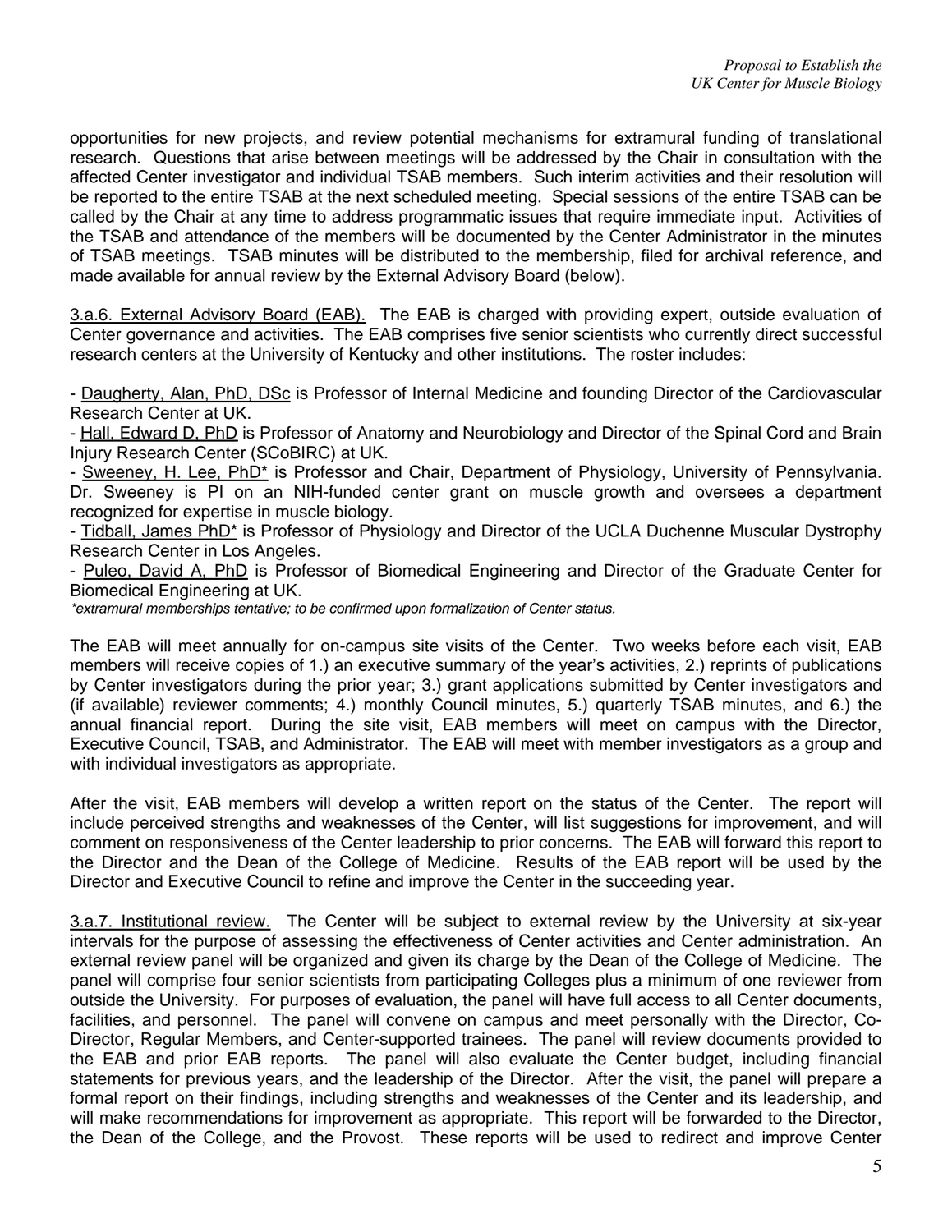opportunities for new projects, and review potential mechanisms for extramural funding of translational research. Questions that arise between meetings will be addressed by the Chair in consultation with the affected Center investigator and individual TSAB members. Such interim activities and their resolution will be reported to the entire TSAB at the next scheduled meeting. Special sessions of the entire TSAB can be called by the Chair at any time to address programmatic issues that require immediate input. Activities of the TSAB and attendance of the members will be documented by the Center Administrator in the minutes of TSAB meetings. TSAB minutes will be distributed to the membership, filed for archival reference, and made available for annual review by the External Advisory Board (below).

3.a.6. External Advisory Board (EAB). The EAB is charged with providing expert, outside evaluation of Center governance and activities. The EAB comprises five senior scientists who currently direct successful research centers at the University of Kentucky and other institutions. The roster includes:

- Daugherty, Alan, PhD, DSc is Professor of Internal Medicine and founding Director of the Cardiovascular Research Center at UK.
- Hall, Edward D, PhD is Professor of Anatomy and Neurobiology and Director of the Spinal Cord and Brain Injury Research Center (SCoBIRC) at UK.
- Sweeney, H. Lee, PhD* is Professor and Chair, Department of Physiology, University of Pennsylvania. Dr. Sweeney is PI on an NIH-funded center grant on muscle growth and oversees a department recognized for expertise in muscle biology.
- Tidball, James PhD* is Professor of Physiology and Director of the UCLA Duchenne Muscular Dystrophy Research Center in Los Angeles.
- Puleo, David A, PhD is Professor of Biomedical Engineering and Director of the Graduate Center for Biomedical Engineering at UK.

*\*extramural memberships tentative; to be confirmed upon formalization of Center status.*

The EAB will meet annually for on-campus site visits of the Center. Two weeks before each visit, EAB members will receive copies of 1.) an executive summary of the year's activities, 2.) reprints of publications by Center investigators during the prior year; 3.) grant applications submitted by Center investigators and (if available) reviewer comments; 4.) monthly Council minutes, 5.) quarterly TSAB minutes, and 6.) the annual financial report. During the site visit, EAB members will meet on campus with the Director, Executive Council, TSAB, and Administrator. The EAB will meet with member investigators as a group and with individual investigators as appropriate.

After the visit, EAB members will develop a written report on the status of the Center. The report will include perceived strengths and weaknesses of the Center, will list suggestions for improvement, and will comment on responsiveness of the Center leadership to prior concerns. The EAB will forward this report to the Director and the Dean of the College of Medicine. Results of the EAB report will be used by the Director and Executive Council to refine and improve the Center in the succeeding year.

3.a.7. Institutional review. The Center will be subject to external review by the University at six-year intervals for the purpose of assessing the effectiveness of Center activities and Center administration. An external review panel will be organized and given its charge by the Dean of the College of Medicine. The panel will comprise four senior scientists from participating Colleges plus a minimum of one reviewer from outside the University. For purposes of evaluation, the panel will have full access to all Center documents, facilities, and personnel. The panel will convene on campus and meet personally with the Director, Co-Director, Regular Members, and Center-supported trainees. The panel will review documents provided to the EAB and prior EAB reports. The panel will also evaluate the Center budget, including financial statements for previous years, and the leadership of the Director. After the visit, the panel will prepare a formal report on their findings, including strengths and weaknesses of the Center and its leadership, and will make recommendations for improvement as appropriate. This report will be forwarded to the Director, the Dean of the College, and the Provost. These reports will be used to redirect and improve Center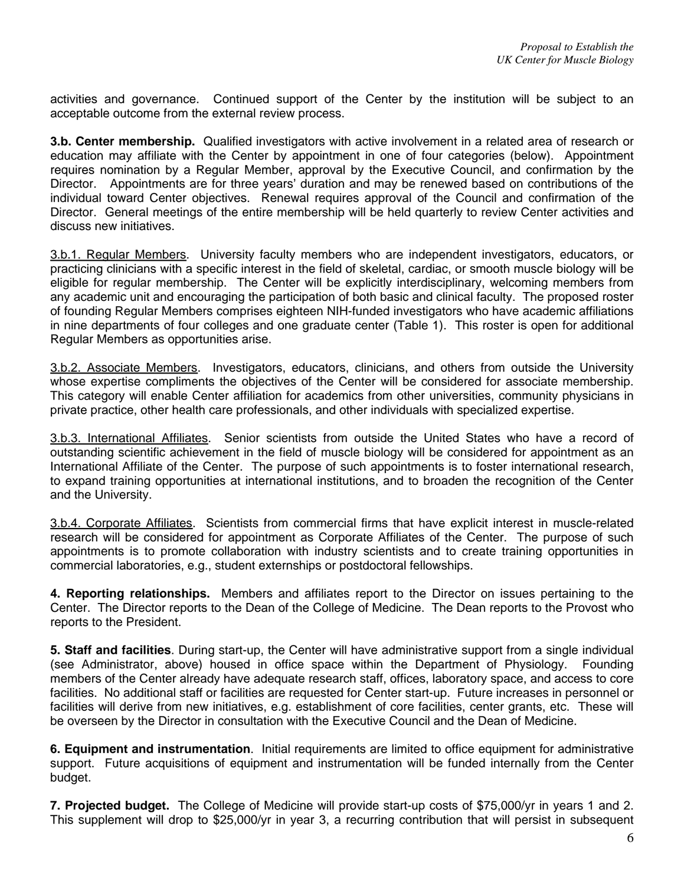activities and governance. Continued support of the Center by the institution will be subject to an acceptable outcome from the external review process.

**3.b. Center membership.** Qualified investigators with active involvement in a related area of research or education may affiliate with the Center by appointment in one of four categories (below). Appointment requires nomination by a Regular Member, approval by the Executive Council, and confirmation by the Director. Appointments are for three years' duration and may be renewed based on contributions of the individual toward Center objectives. Renewal requires approval of the Council and confirmation of the Director. General meetings of the entire membership will be held quarterly to review Center activities and discuss new initiatives.

<u>3.b.1. Regular Members</u>. University faculty members who are independent investigators, educators, or practicing clinicians with a specific interest in the field of skeletal, cardiac, or smooth muscle biology will be eligible for regular membership. The Center will be explicitly interdisciplinary, welcoming members from any academic unit and encouraging the participation of both basic and clinical faculty. The proposed roster of founding Regular Members comprises eighteen NIH-funded investigators who have academic affiliations in nine departments of four colleges and one graduate center (Table 1). This roster is open for additional Regular Members as opportunities arise.

<u>3.b.2. Associate Members</u>. Investigators, educators, clinicians, and others from outside the University whose expertise compliments the objectives of the Center will be considered for associate membership. This category will enable Center affiliation for academics from other universities, community physicians in private practice, other health care professionals, and other individuals with specialized expertise.

<u>3.b.3. International Affiliates</u>. Senior scientists from outside the United States who have a record of outstanding scientific achievement in the field of muscle biology will be considered for appointment as an International Affiliate of the Center. The purpose of such appointments is to foster international research, to expand training opportunities at international institutions, and to broaden the recognition of the Center and the University.

<u>3.b.4. Corporate Affiliates</u>. Scientists from commercial firms that have explicit interest in muscle-related research will be considered for appointment as Corporate Affiliates of the Center. The purpose of such appointments is to promote collaboration with industry scientists and to create training opportunities in commercial laboratories, e.g., student externships or postdoctoral fellowships.

**4. Reporting relationships.** Members and affiliates report to the Director on issues pertaining to the Center. The Director reports to the Dean of the College of Medicine. The Dean reports to the Provost who reports to the President.

**5. Staff and facilities**. During start-up, the Center will have administrative support from a single individual (see Administrator, above) housed in office space within the Department of Physiology. Founding members of the Center already have adequate research staff, offices, laboratory space, and access to core facilities. No additional staff or facilities are requested for Center start-up. Future increases in personnel or facilities will derive from new initiatives, e.g. establishment of core facilities, center grants, etc. These will be overseen by the Director in consultation with the Executive Council and the Dean of Medicine.

**6. Equipment and instrumentation**. Initial requirements are limited to office equipment for administrative support. Future acquisitions of equipment and instrumentation will be funded internally from the Center budget.

**7. Projected budget.** The College of Medicine will provide start-up costs of $75,000/yr in years 1 and 2. This supplement will drop to $25,000/yr in year 3, a recurring contribution that will persist in subsequent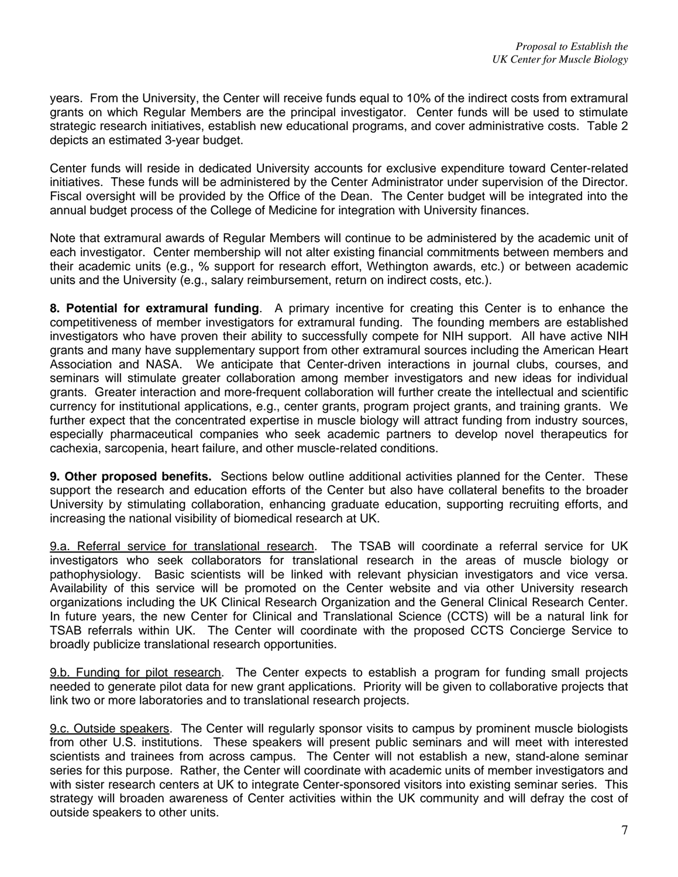years. From the University, the Center will receive funds equal to 10% of the indirect costs from extramural grants on which Regular Members are the principal investigator. Center funds will be used to stimulate strategic research initiatives, establish new educational programs, and cover administrative costs. Table 2 depicts an estimated 3-year budget.

Center funds will reside in dedicated University accounts for exclusive expenditure toward Center-related initiatives. These funds will be administered by the Center Administrator under supervision of the Director. Fiscal oversight will be provided by the Office of the Dean. The Center budget will be integrated into the annual budget process of the College of Medicine for integration with University finances.

Note that extramural awards of Regular Members will continue to be administered by the academic unit of each investigator. Center membership will not alter existing financial commitments between members and their academic units (e.g., % support for research effort, Wethington awards, etc.) or between academic units and the University (e.g., salary reimbursement, return on indirect costs, etc.).

**8. Potential for extramural funding**. A primary incentive for creating this Center is to enhance the competitiveness of member investigators for extramural funding. The founding members are established investigators who have proven their ability to successfully compete for NIH support. All have active NIH grants and many have supplementary support from other extramural sources including the American Heart Association and NASA. We anticipate that Center-driven interactions in journal clubs, courses, and seminars will stimulate greater collaboration among member investigators and new ideas for individual grants. Greater interaction and more-frequent collaboration will further create the intellectual and scientific currency for institutional applications, e.g., center grants, program project grants, and training grants. We further expect that the concentrated expertise in muscle biology will attract funding from industry sources, especially pharmaceutical companies who seek academic partners to develop novel therapeutics for cachexia, sarcopenia, heart failure, and other muscle-related conditions.

**9. Other proposed benefits.** Sections below outline additional activities planned for the Center. These support the research and education efforts of the Center but also have collateral benefits to the broader University by stimulating collaboration, enhancing graduate education, supporting recruiting efforts, and increasing the national visibility of biomedical research at UK.

9.a. Referral service for translational research. The TSAB will coordinate a referral service for UK investigators who seek collaborators for translational research in the areas of muscle biology or pathophysiology. Basic scientists will be linked with relevant physician investigators and vice versa. Availability of this service will be promoted on the Center website and via other University research organizations including the UK Clinical Research Organization and the General Clinical Research Center. In future years, the new Center for Clinical and Translational Science (CCTS) will be a natural link for TSAB referrals within UK. The Center will coordinate with the proposed CCTS Concierge Service to broadly publicize translational research opportunities.

9.b. Funding for pilot research. The Center expects to establish a program for funding small projects needed to generate pilot data for new grant applications. Priority will be given to collaborative projects that link two or more laboratories and to translational research projects.

9.c. Outside speakers. The Center will regularly sponsor visits to campus by prominent muscle biologists from other U.S. institutions. These speakers will present public seminars and will meet with interested scientists and trainees from across campus. The Center will not establish a new, stand-alone seminar series for this purpose. Rather, the Center will coordinate with academic units of member investigators and with sister research centers at UK to integrate Center-sponsored visitors into existing seminar series. This strategy will broaden awareness of Center activities within the UK community and will defray the cost of outside speakers to other units.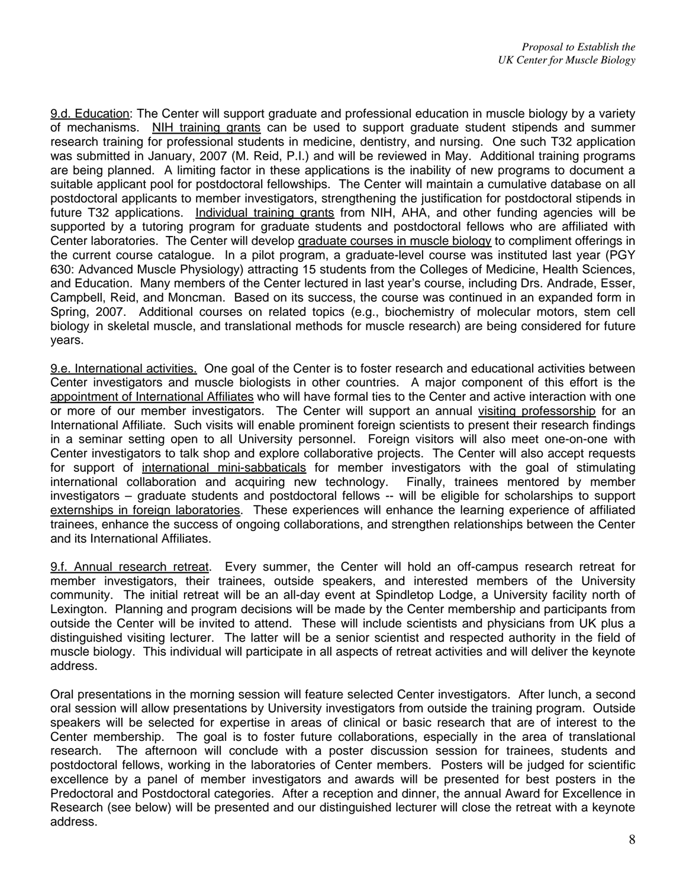9.d. Education: The Center will support graduate and professional education in muscle biology by a variety of mechanisms. NIH training grants can be used to support graduate student stipends and summer research training for professional students in medicine, dentistry, and nursing. One such T32 application was submitted in January, 2007 (M. Reid, P.I.) and will be reviewed in May. Additional training programs are being planned. A limiting factor in these applications is the inability of new programs to document a suitable applicant pool for postdoctoral fellowships. The Center will maintain a cumulative database on all postdoctoral applicants to member investigators, strengthening the justification for postdoctoral stipends in future T32 applications. Individual training grants from NIH, AHA, and other funding agencies will be supported by a tutoring program for graduate students and postdoctoral fellows who are affiliated with Center laboratories. The Center will develop graduate courses in muscle biology to compliment offerings in the current course catalogue. In a pilot program, a graduate-level course was instituted last year (PGY 630: Advanced Muscle Physiology) attracting 15 students from the Colleges of Medicine, Health Sciences, and Education. Many members of the Center lectured in last year's course, including Drs. Andrade, Esser, Campbell, Reid, and Moncman. Based on its success, the course was continued in an expanded form in Spring, 2007. Additional courses on related topics (e.g., biochemistry of molecular motors, stem cell biology in skeletal muscle, and translational methods for muscle research) are being considered for future years.

9.e. International activities. One goal of the Center is to foster research and educational activities between Center investigators and muscle biologists in other countries. A major component of this effort is the appointment of International Affiliates who will have formal ties to the Center and active interaction with one or more of our member investigators. The Center will support an annual visiting professorship for an International Affiliate. Such visits will enable prominent foreign scientists to present their research findings in a seminar setting open to all University personnel. Foreign visitors will also meet one-on-one with Center investigators to talk shop and explore collaborative projects. The Center will also accept requests for support of international mini-sabbaticals for member investigators with the goal of stimulating international collaboration and acquiring new technology. Finally, trainees mentored by member investigators – graduate students and postdoctoral fellows -- will be eligible for scholarships to support externships in foreign laboratories. These experiences will enhance the learning experience of affiliated trainees, enhance the success of ongoing collaborations, and strengthen relationships between the Center and its International Affiliates.

9.f. Annual research retreat. Every summer, the Center will hold an off-campus research retreat for member investigators, their trainees, outside speakers, and interested members of the University community. The initial retreat will be an all-day event at Spindletop Lodge, a University facility north of Lexington. Planning and program decisions will be made by the Center membership and participants from outside the Center will be invited to attend. These will include scientists and physicians from UK plus a distinguished visiting lecturer. The latter will be a senior scientist and respected authority in the field of muscle biology. This individual will participate in all aspects of retreat activities and will deliver the keynote address.

Oral presentations in the morning session will feature selected Center investigators. After lunch, a second oral session will allow presentations by University investigators from outside the training program. Outside speakers will be selected for expertise in areas of clinical or basic research that are of interest to the Center membership. The goal is to foster future collaborations, especially in the area of translational research. The afternoon will conclude with a poster discussion session for trainees, students and postdoctoral fellows, working in the laboratories of Center members. Posters will be judged for scientific excellence by a panel of member investigators and awards will be presented for best posters in the Predoctoral and Postdoctoral categories. After a reception and dinner, the annual Award for Excellence in Research (see below) will be presented and our distinguished lecturer will close the retreat with a keynote address.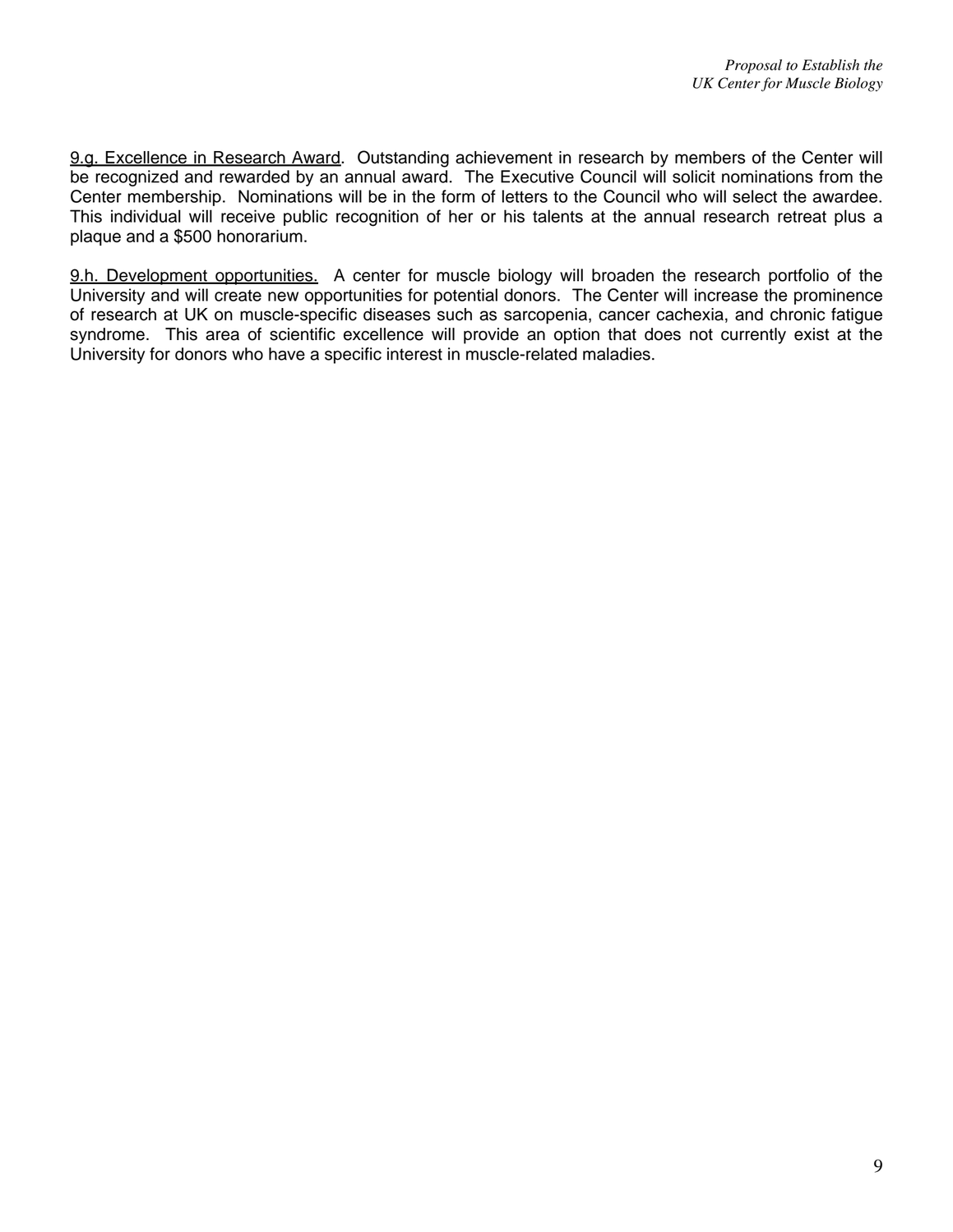<u>9.g. Excellence in Research Award</u>. Outstanding achievement in research by members of the Center will be recognized and rewarded by an annual award. The Executive Council will solicit nominations from the Center membership. Nominations will be in the form of letters to the Council who will select the awardee. This individual will receive public recognition of her or his talents at the annual research retreat plus a plaque and a $500 honorarium.

<u>9.h. Development opportunities.</u> A center for muscle biology will broaden the research portfolio of the University and will create new opportunities for potential donors. The Center will increase the prominence of research at UK on muscle-specific diseases such as sarcopenia, cancer cachexia, and chronic fatigue syndrome. This area of scientific excellence will provide an option that does not currently exist at the University for donors who have a specific interest in muscle-related maladies.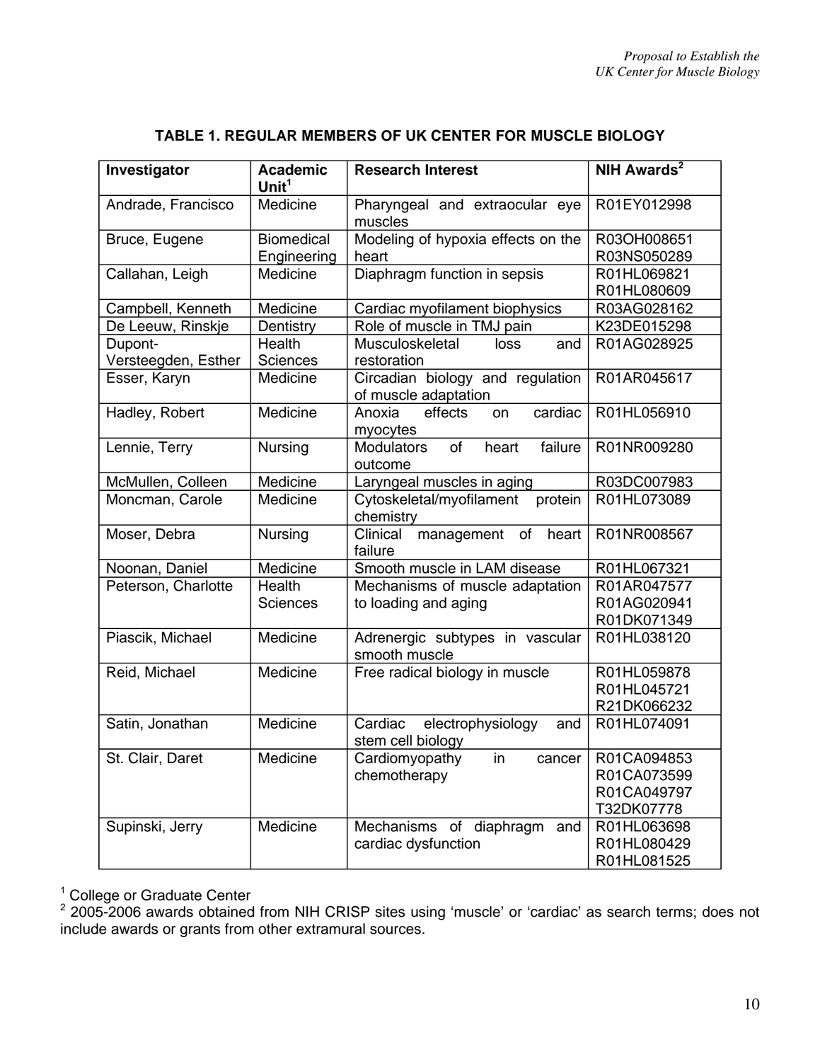## TABLE 1. REGULAR MEMBERS OF UK CENTER FOR MUSCLE BIOLOGY

| Investigator | Academic Unit[1] | Research Interest | NIH Awards[2] |
|---|---|---|---|
| Andrade, Francisco | Medicine | Pharyngeal and extraocular eye muscles | R01EY012998 |
| Bruce, Eugene | Biomedical Engineering | Modeling of hypoxia effects on the heart | R03OH008651<br>R03NS050289 |
| Callahan, Leigh | Medicine | Diaphragm function in sepsis | R01HL069821<br>R01HL080609 |
| Campbell, Kenneth | Medicine | Cardiac myofilament biophysics | R03AG028162 |
| De Leeuw, Rinskje | Dentistry | Role of muscle in TMJ pain | K23DE015298 |
| Dupont-Versteegden, Esther | Health Sciences | Musculoskeletal loss and restoration | R01AG028925 |
| Esser, Karyn | Medicine | Circadian biology and regulation of muscle adaptation | R01AR045617 |
| Hadley, Robert | Medicine | Anoxia effects on cardiac myocytes | R01HL056910 |
| Lennie, Terry | Nursing | Modulators of heart failure outcome | R01NR009280 |
| McMullen, Colleen | Medicine | Laryngeal muscles in aging | R03DC007983 |
| Moncman, Carole | Medicine | Cytoskeletal/myofilament protein chemistry | R01HL073089 |
| Moser, Debra | Nursing | Clinical management of heart failure | R01NR008567 |
| Noonan, Daniel | Medicine | Smooth muscle in LAM disease | R01HL067321 |
| Peterson, Charlotte | Health Sciences | Mechanisms of muscle adaptation to loading and aging | R01AR047577<br>R01AG020941<br>R01DK071349 |
| Piascik, Michael | Medicine | Adrenergic subtypes in vascular smooth muscle | R01HL038120 |
| Reid, Michael | Medicine | Free radical biology in muscle | R01HL059878<br>R01HL045721<br>R21DK066232 |
| Satin, Jonathan | Medicine | Cardiac electrophysiology and stem cell biology | R01HL074091 |
| St. Clair, Daret | Medicine | Cardiomyopathy in cancer chemotherapy | R01CA094853<br>R01CA073599<br>R01CA049797<br>T32DK07778 |
| Supinski, Jerry | Medicine | Mechanisms of diaphragm and cardiac dysfunction | R01HL063698<br>R01HL080429<br>R01HL081525 |

[1] College or Graduate Center

[2] 2005-2006 awards obtained from NIH CRISP sites using 'muscle' or 'cardiac' as search terms; does not include awards or grants from other extramural sources.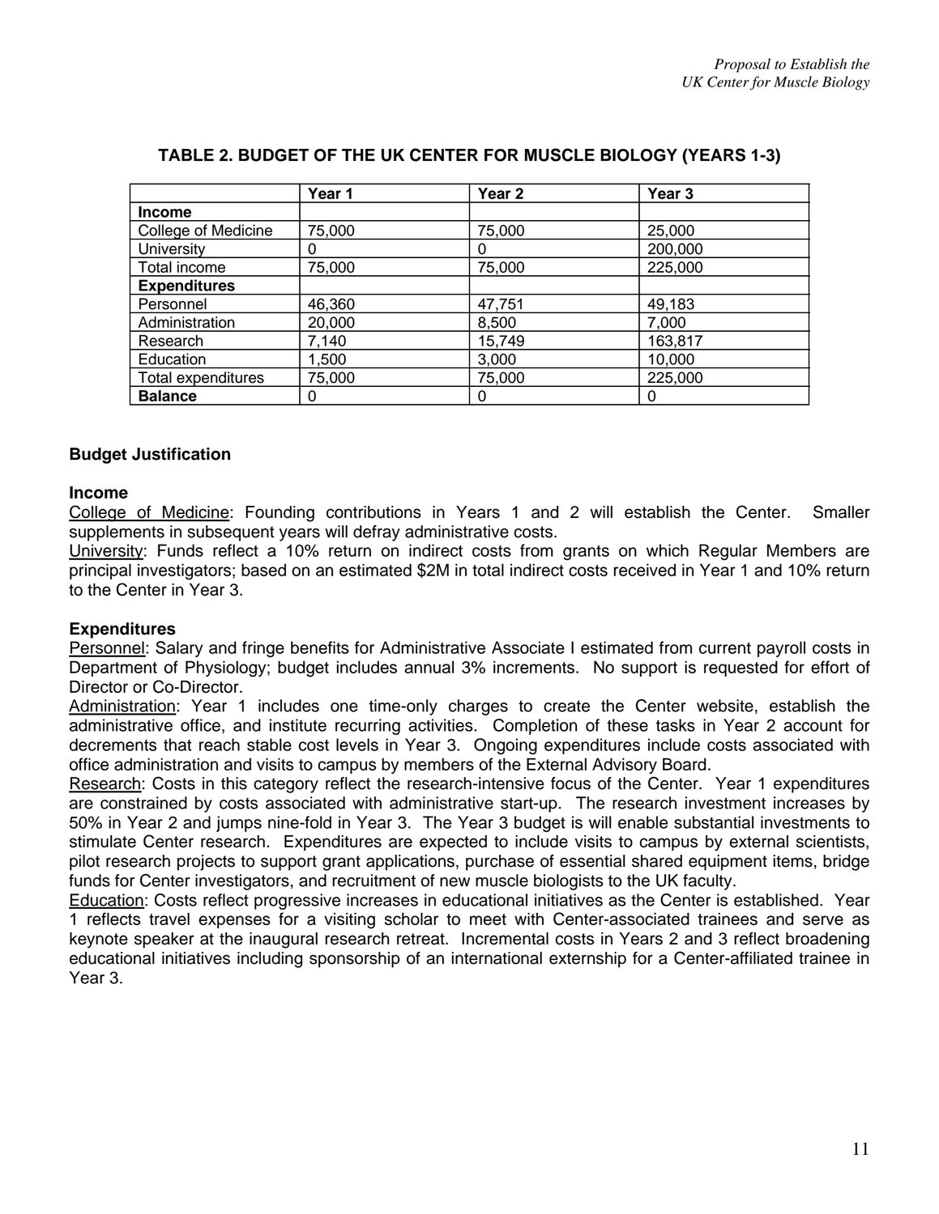**TABLE 2. BUDGET OF THE UK CENTER FOR MUSCLE BIOLOGY (YEARS 1-3)**

| | Year 1 | Year 2 | Year 3 |
|---|---|---|---|
| **Income** | | | |
| College of Medicine | 75,000 | 75,000 | 25,000 |
| University | 0 | 0 | 200,000 |
| Total income | 75,000 | 75,000 | 225,000 |
| **Expenditures** | | | |
| Personnel | 46,360 | 47,751 | 49,183 |
| Administration | 20,000 | 8,500 | 7,000 |
| Research | 7,140 | 15,749 | 163,817 |
| Education | 1,500 | 3,000 | 10,000 |
| Total expenditures | 75,000 | 75,000 | 225,000 |
| **Balance** | 0 | 0 | 0 |

### Budget Justification

#### Income

College of Medicine: Founding contributions in Years 1 and 2 will establish the Center. Smaller supplements in subsequent years will defray administrative costs.

University: Funds reflect a 10% return on indirect costs from grants on which Regular Members are principal investigators; based on an estimated $2M in total indirect costs received in Year 1 and 10% return to the Center in Year 3.

#### Expenditures

Personnel: Salary and fringe benefits for Administrative Associate I estimated from current payroll costs in Department of Physiology; budget includes annual 3% increments. No support is requested for effort of Director or Co-Director.

Administration: Year 1 includes one time-only charges to create the Center website, establish the administrative office, and institute recurring activities. Completion of these tasks in Year 2 account for decrements that reach stable cost levels in Year 3. Ongoing expenditures include costs associated with office administration and visits to campus by members of the External Advisory Board.

Research: Costs in this category reflect the research-intensive focus of the Center. Year 1 expenditures are constrained by costs associated with administrative start-up. The research investment increases by 50% in Year 2 and jumps nine-fold in Year 3. The Year 3 budget is will enable substantial investments to stimulate Center research. Expenditures are expected to include visits to campus by external scientists, pilot research projects to support grant applications, purchase of essential shared equipment items, bridge funds for Center investigators, and recruitment of new muscle biologists to the UK faculty.

Education: Costs reflect progressive increases in educational initiatives as the Center is established. Year 1 reflects travel expenses for a visiting scholar to meet with Center-associated trainees and serve as keynote speaker at the inaugural research retreat. Incremental costs in Years 2 and 3 reflect broadening educational initiatives including sponsorship of an international externship for a Center-affiliated trainee in Year 3.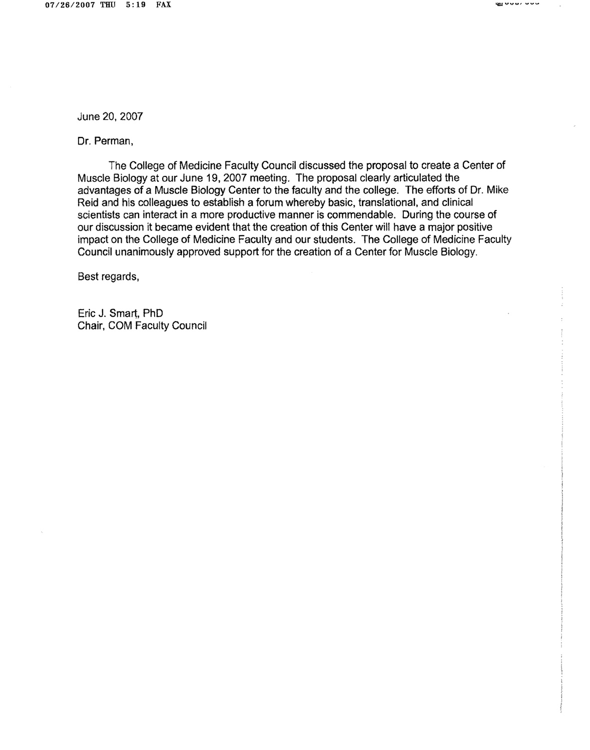June 20, 2007

Dr. Perman,

The College of Medicine Faculty Council discussed the proposal to create a Center of Muscle Biology at our June 19, 2007 meeting. The proposal clearly articulated the advantages of a Muscle Biology Center to the faculty and the college. The efforts of Dr. Mike Reid and his colleagues to establish a forum whereby basic, translational, and clinical scientists can interact in a more productive manner is commendable. During the course of our discussion it became evident that the creation of this Center will have a major positive impact on the College of Medicine Faculty and our students. The College of Medicine Faculty Council unanimously approved support for the creation of a Center for Muscle Biology.

Best regards,

Eric J. Smart, PhD
Chair, COM Faculty Council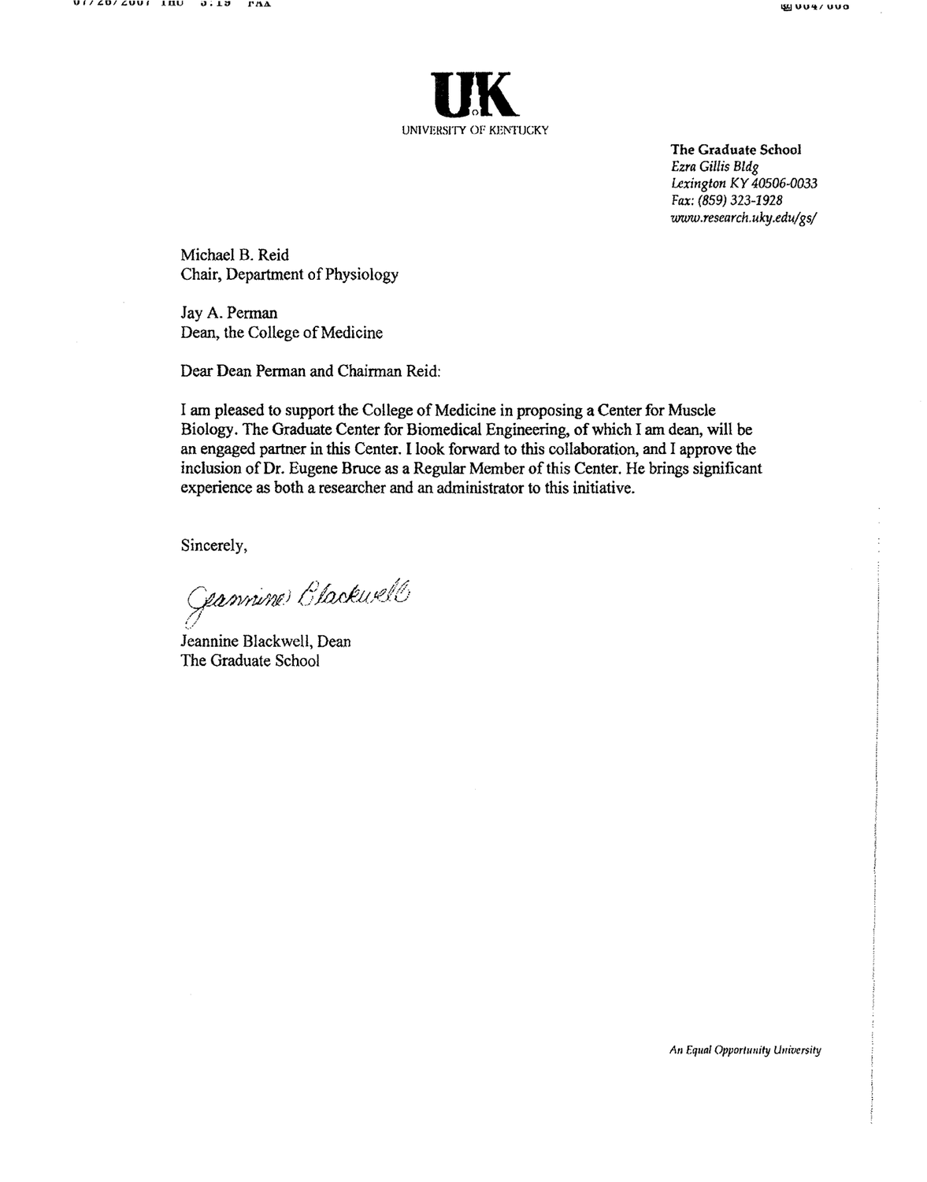**UK**

UNIVERSITY OF KENTUCKY

**The Graduate School**
*Ezra Gillis Bldg*
*Lexington KY 40506-0033*
*Fax: (859) 323-1928*
*www.research.uky.edu/gs/*

Michael B. Reid
Chair, Department of Physiology

Jay A. Perman
Dean, the College of Medicine

Dear Dean Perman and Chairman Reid:

I am pleased to support the College of Medicine in proposing a Center for Muscle Biology. The Graduate Center for Biomedical Engineering, of which I am dean, will be an engaged partner in this Center. I look forward to this collaboration, and I approve the inclusion of Dr. Eugene Bruce as a Regular Member of this Center. He brings significant experience as both a researcher and an administrator to this initiative.

Sincerely,

Jeannine Blackwell

Jeannine Blackwell, Dean
The Graduate School

*An Equal Opportunity University*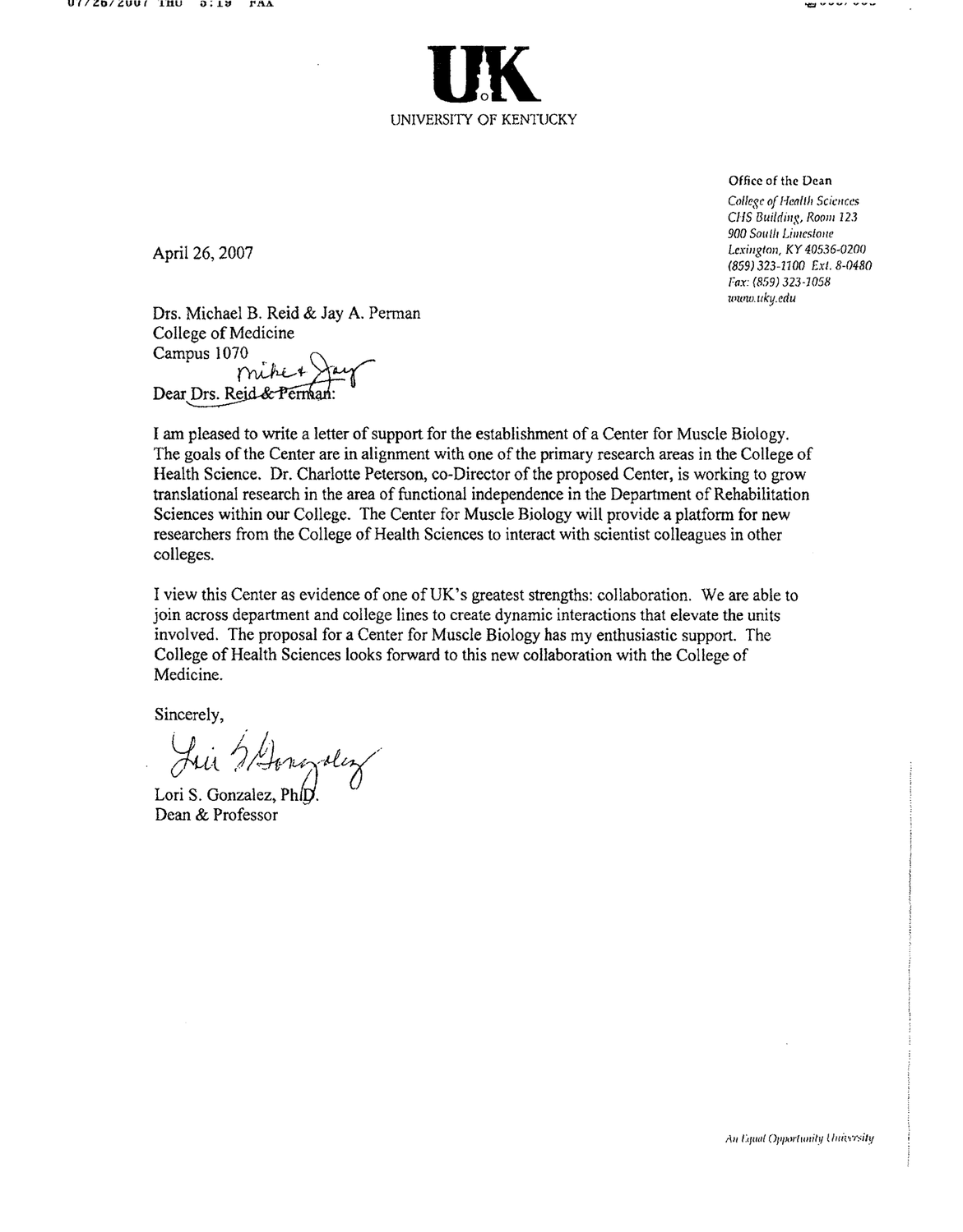# UK

UNIVERSITY OF KENTUCKY

Office of the Dean
*College of Health Sciences*
*CHS Building, Room 123*
*900 South Limestone*
*Lexington, KY 40536-0200*
*(859) 323-1100 Ext. 8-0480*
*Fax: (859) 323-1058*
*www.uky.edu*

April 26, 2007

Drs. Michael B. Reid & Jay A. Perman
College of Medicine
Campus 1070

Dear ~~Drs. Reid & Perman~~ Mike & Jay:

I am pleased to write a letter of support for the establishment of a Center for Muscle Biology. The goals of the Center are in alignment with one of the primary research areas in the College of Health Science. Dr. Charlotte Peterson, co-Director of the proposed Center, is working to grow translational research in the area of functional independence in the Department of Rehabilitation Sciences within our College. The Center for Muscle Biology will provide a platform for new researchers from the College of Health Sciences to interact with scientist colleagues in other colleges.

I view this Center as evidence of one of UK's greatest strengths: collaboration. We are able to join across department and college lines to create dynamic interactions that elevate the units involved. The proposal for a Center for Muscle Biology has my enthusiastic support. The College of Health Sciences looks forward to this new collaboration with the College of Medicine.

Sincerely,

Lori S. Gonzalez, Ph.D.
Dean & Professor

*An Equal Opportunity University*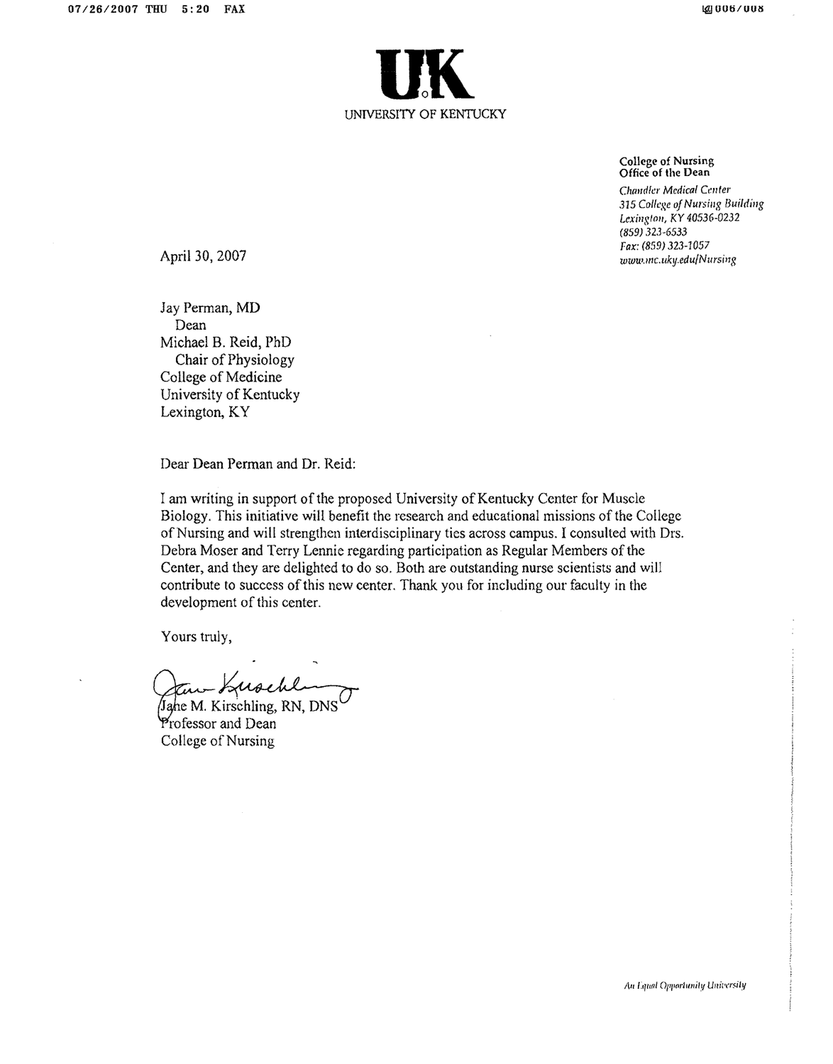**UK**

UNIVERSITY OF KENTUCKY

**College of Nursing**
**Office of the Dean**
*Chandler Medical Center*
*315 College of Nursing Building*
*Lexington, KY 40536-0232*
*(859) 323-6533*
*Fax: (859) 323-1057*
*www.mc.uky.edu/Nursing*

April 30, 2007

Jay Perman, MD
Dean
Michael B. Reid, PhD
Chair of Physiology
College of Medicine
University of Kentucky
Lexington, KY

Dear Dean Perman and Dr. Reid:

I am writing in support of the proposed University of Kentucky Center for Muscle Biology. This initiative will benefit the research and educational missions of the College of Nursing and will strengthen interdisciplinary ties across campus. I consulted with Drs. Debra Moser and Terry Lennie regarding participation as Regular Members of the Center, and they are delighted to do so. Both are outstanding nurse scientists and will contribute to success of this new center. Thank you for including our faculty in the development of this center.

Yours truly,

Jane M. Kirschling, RN, DNS
Professor and Dean
College of Nursing

*An Equal Opportunity University*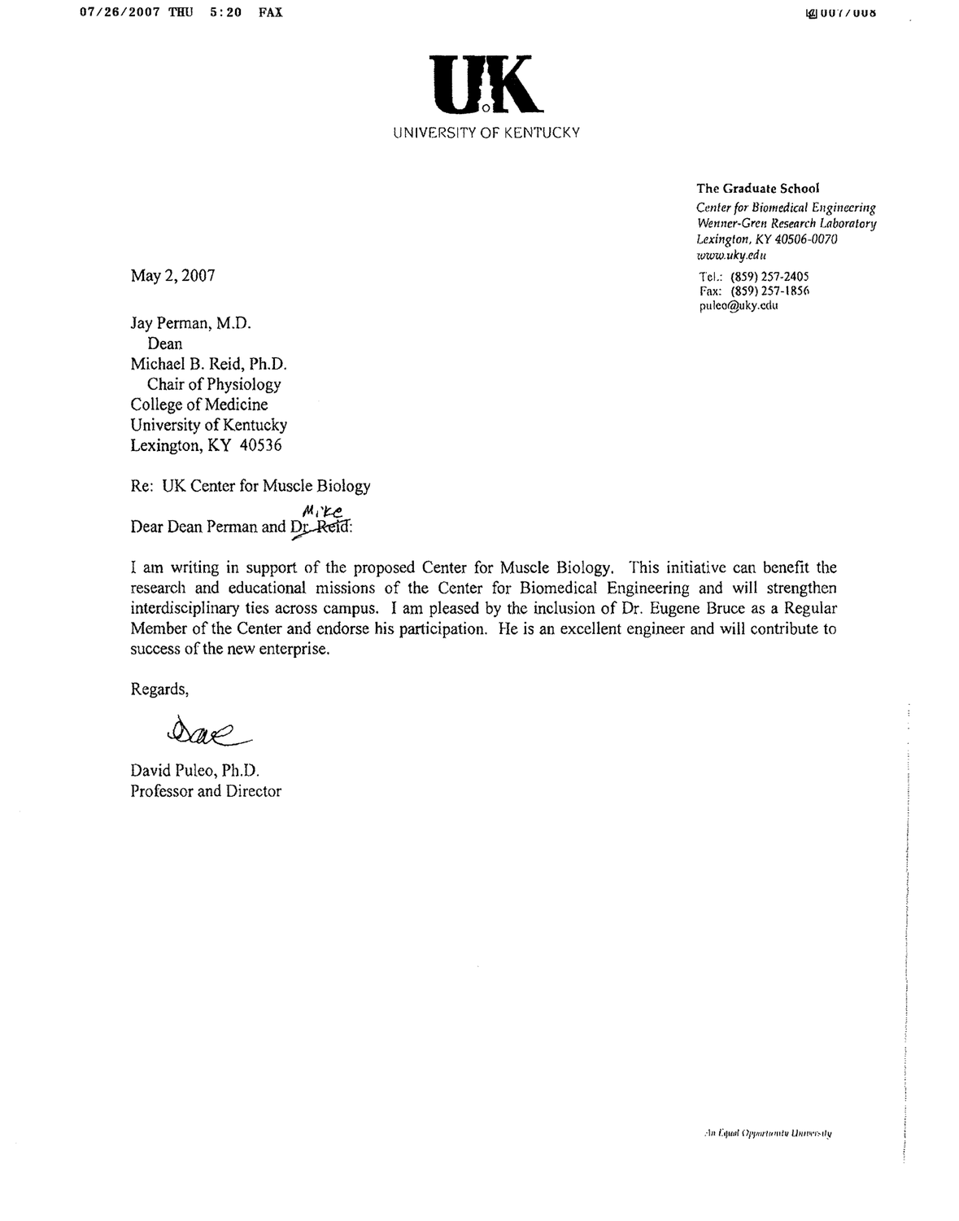**UK**

UNIVERSITY OF KENTUCKY

**The Graduate School**
*Center for Biomedical Engineering*
*Wenner-Gren Research Laboratory*
*Lexington, KY 40506-0070*
*www.uky.edu*

Tel.: (859) 257-2405
Fax: (859) 257-1856
puleo@uky.edu

May 2, 2007

Jay Perman, M.D.
Dean
Michael B. Reid, Ph.D.
Chair of Physiology
College of Medicine
University of Kentucky
Lexington, KY 40536

Re: UK Center for Muscle Biology

Dear Dean Perman and ~~Dr. Reid~~ Mike:

I am writing in support of the proposed Center for Muscle Biology. This initiative can benefit the research and educational missions of the Center for Biomedical Engineering and will strengthen interdisciplinary ties across campus. I am pleased by the inclusion of Dr. Eugene Bruce as a Regular Member of the Center and endorse his participation. He is an excellent engineer and will contribute to success of the new enterprise.

Regards,

Dave

David Puleo, Ph.D.
Professor and Director

An Equal Opportunity University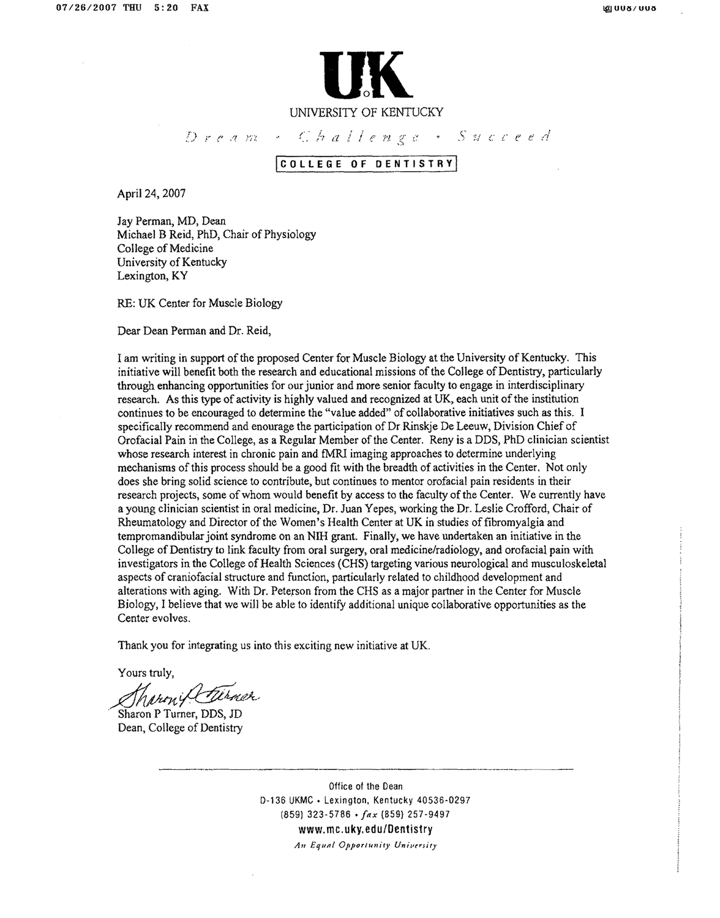# UK

UNIVERSITY OF KENTUCKY

*Dream • Challenge • Succeed*

**COLLEGE OF DENTISTRY**

April 24, 2007

Jay Perman, MD, Dean
Michael B Reid, PhD, Chair of Physiology
College of Medicine
University of Kentucky
Lexington, KY

RE: UK Center for Muscle Biology

Dear Dean Perman and Dr. Reid,

I am writing in support of the proposed Center for Muscle Biology at the University of Kentucky. This initiative will benefit both the research and educational missions of the College of Dentistry, particularly through enhancing opportunities for our junior and more senior faculty to engage in interdisciplinary research. As this type of activity is highly valued and recognized at UK, each unit of the institution continues to be encouraged to determine the "value added" of collaborative initiatives such as this. I specifically recommend and enourage the participation of Dr Rinskje De Leeuw, Division Chief of Orofacial Pain in the College, as a Regular Member of the Center. Reny is a DDS, PhD clinician scientist whose research interest in chronic pain and fMRI imaging approaches to determine underlying mechanisms of this process should be a good fit with the breadth of activities in the Center. Not only does she bring solid science to contribute, but continues to mentor orofacial pain residents in their research projects, some of whom would benefit by access to the faculty of the Center. We currently have a young clinician scientist in oral medicine, Dr. Juan Yepes, working the Dr. Leslie Crofford, Chair of Rheumatology and Director of the Women's Health Center at UK in studies of fibromyalgia and tempromandibular joint syndrome on an NIH grant. Finally, we have undertaken an initiative in the College of Dentistry to link faculty from oral surgery, oral medicine/radiology, and orofacial pain with investigators in the College of Health Sciences (CHS) targeting various neurological and musculoskeletal aspects of craniofacial structure and function, particularly related to childhood development and alterations with aging. With Dr. Peterson from the CHS as a major partner in the Center for Muscle Biology, I believe that we will be able to identify additional unique collaborative opportunities as the Center evolves.

Thank you for integrating us into this exciting new initiative at UK.

Yours truly,

Sharon P Turner, DDS, JD
Dean, College of Dentistry

---

Office of the Dean
D-136 UKMC • Lexington, Kentucky 40536-0297
(859) 323-5786 • *fax* (859) 257-9497
www.mc.uky.edu/Dentistry
*An Equal Opportunity University*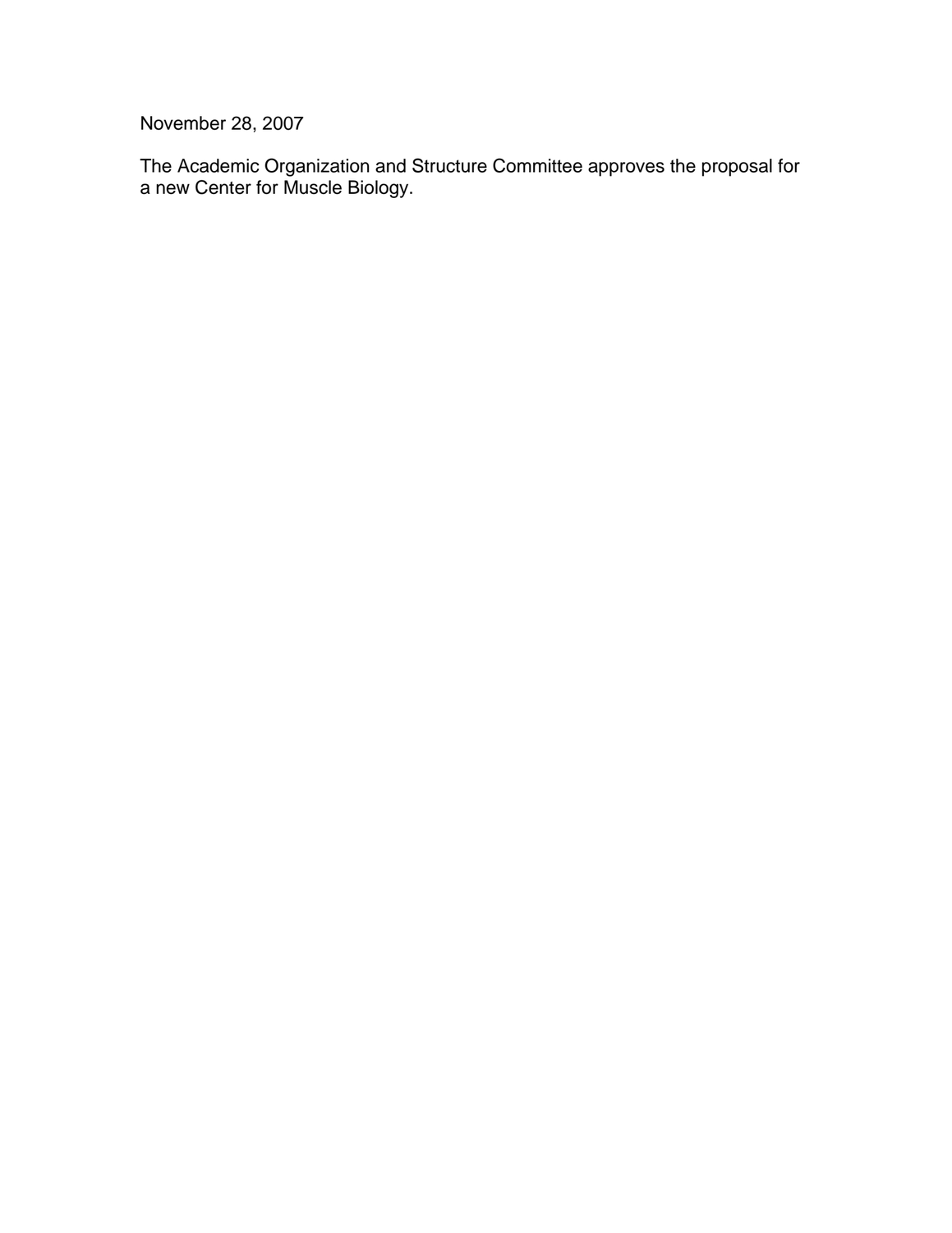November 28, 2007

The Academic Organization and Structure Committee approves the proposal for a new Center for Muscle Biology.